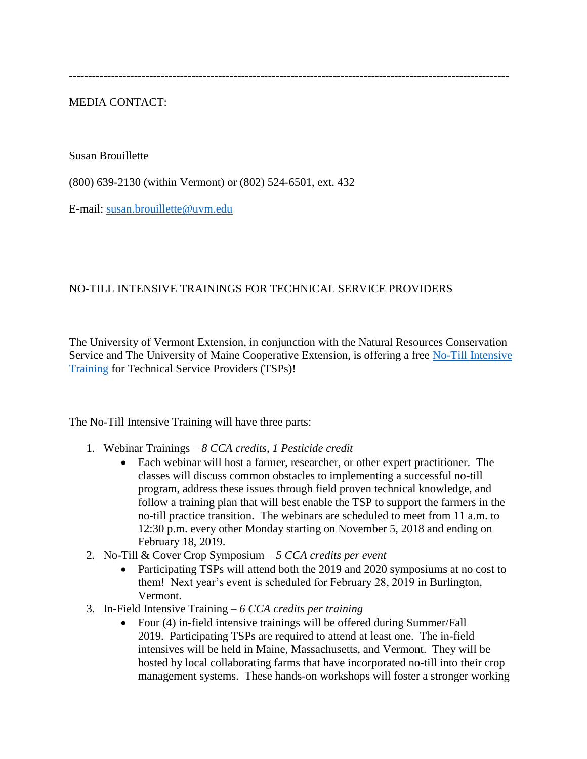---

MEDIA CONTACT:

Susan Brouillette

(800) 639-2130 (within Vermont) or (802) 524-6501, ext. 432

E-mail: [susan.brouillette@uvm.edu](mailto:susan.brouillette@uvm.edu)

NO-TILL INTENSIVE TRAININGS FOR TECHNICAL SERVICE PROVIDERS

The University of Vermont Extension, in conjunction with the Natural Resources Conservation Service and The University of Maine Cooperative Extension, is offering a free [No-Till Intensive Training](#) for Technical Service Providers (TSPs)!

The No-Till Intensive Training will have three parts:

1. Webinar Trainings – *8 CCA credits, 1 Pesticide credit*
   - Each webinar will host a farmer, researcher, or other expert practitioner. The classes will discuss common obstacles to implementing a successful no-till program, address these issues through field proven technical knowledge, and follow a training plan that will best enable the TSP to support the farmers in the no-till practice transition. The webinars are scheduled to meet from 11 a.m. to 12:30 p.m. every other Monday starting on November 5, 2018 and ending on February 18, 2019.
2. No-Till & Cover Crop Symposium – *5 CCA credits per event*
   - Participating TSPs will attend both the 2019 and 2020 symposiums at no cost to them! Next year's event is scheduled for February 28, 2019 in Burlington, Vermont.
3. In-Field Intensive Training – *6 CCA credits per training*
   - Four (4) in-field intensive trainings will be offered during Summer/Fall 2019. Participating TSPs are required to attend at least one. The in-field intensives will be held in Maine, Massachusetts, and Vermont. They will be hosted by local collaborating farms that have incorporated no-till into their crop management systems. These hands-on workshops will foster a stronger working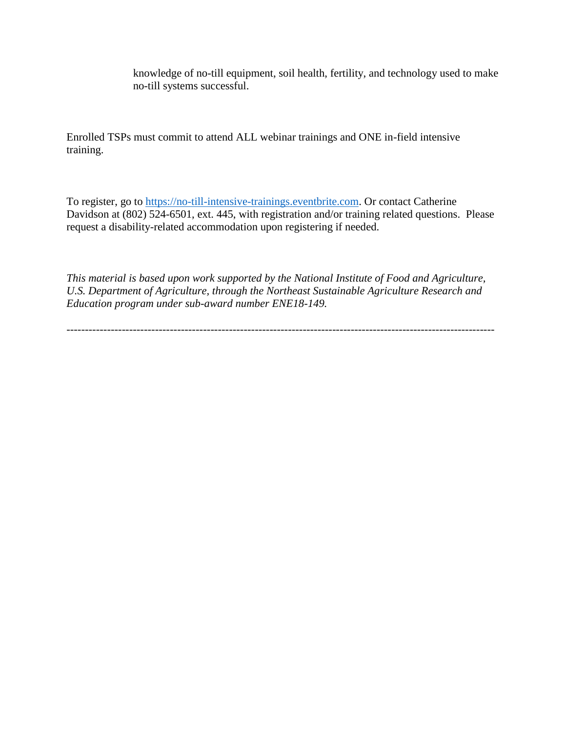knowledge of no-till equipment, soil health, fertility, and technology used to make no-till systems successful.

Enrolled TSPs must commit to attend ALL webinar trainings and ONE in-field intensive training.

To register, go to [https://no-till-intensive-trainings.eventbrite.com](https://no-till-intensive-trainings.eventbrite.com). Or contact Catherine Davidson at (802) 524-6501, ext. 445, with registration and/or training related questions. Please request a disability-related accommodation upon registering if needed.

*This material is based upon work supported by the National Institute of Food and Agriculture, U.S. Department of Agriculture, through the Northeast Sustainable Agriculture Research and Education program under sub-award number ENE18-149.*

---